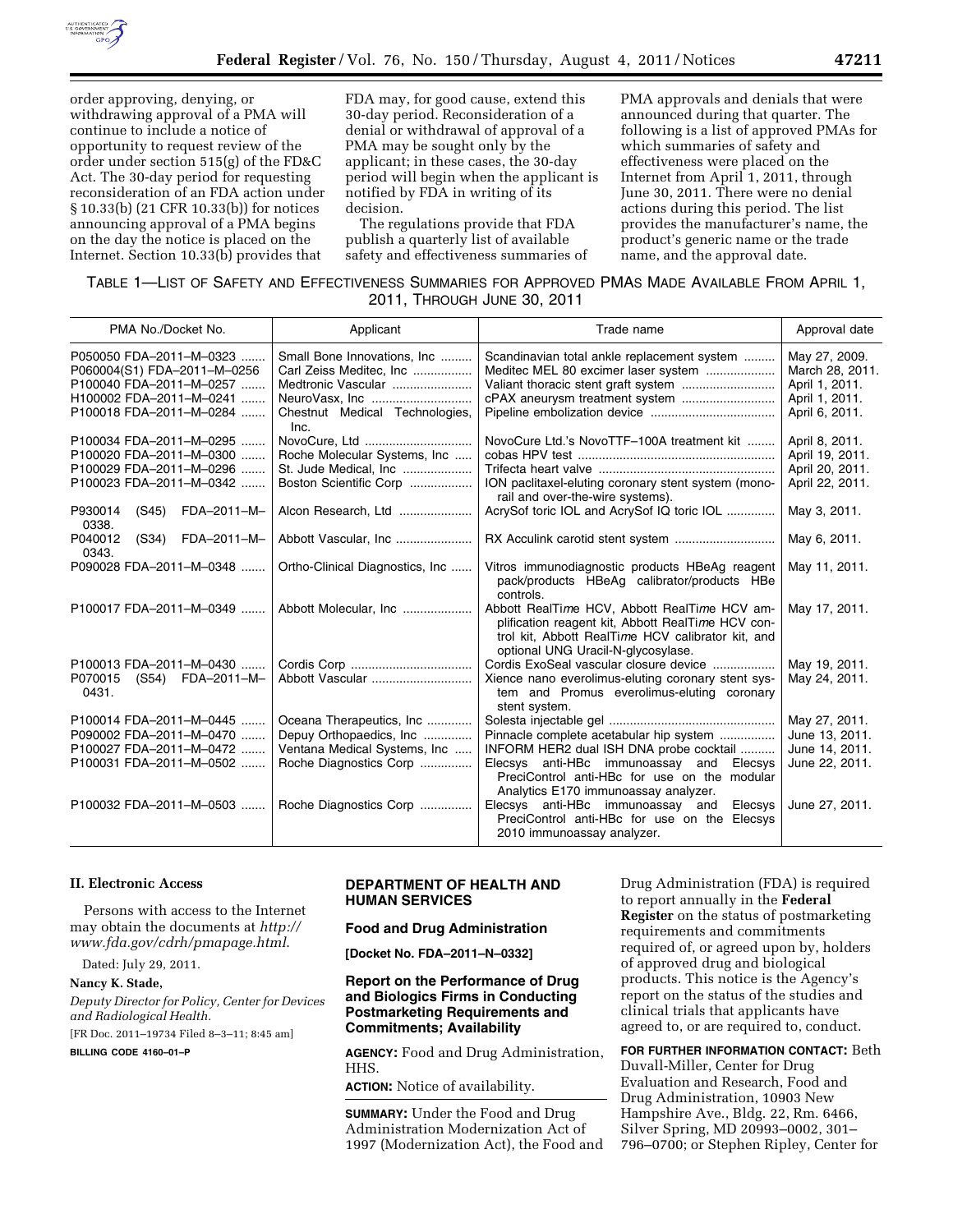order approving, denying, or withdrawing approval of a PMA will continue to include a notice of opportunity to request review of the order under section 515(g) of the FD&C Act. The 30-day period for requesting reconsideration of an FDA action under § 10.33(b) (21 CFR 10.33(b)) for notices announcing approval of a PMA begins on the day the notice is placed on the Internet. Section 10.33(b) provides that FDA may, for good cause, extend this 30-day period. Reconsideration of a denial or withdrawal of approval of a PMA may be sought only by the applicant; in these cases, the 30-day period will begin when the applicant is notified by FDA in writing of its decision.

The regulations provide that FDA publish a quarterly list of available safety and effectiveness summaries of PMA approvals and denials that were announced during that quarter. The following is a list of approved PMAs for which summaries of safety and effectiveness were placed on the Internet from April 1, 2011, through June 30, 2011. There were no denial actions during this period. The list provides the manufacturer's name, the product's generic name or the trade name, and the approval date.

TABLE 1—LIST OF SAFETY AND EFFECTIVENESS SUMMARIES FOR APPROVED PMAS MADE AVAILABLE FROM APRIL 1, 2011, THROUGH JUNE 30, 2011

| PMA No./Docket No. | Applicant | Trade name | Approval date |
|---|---|---|---|
| P050050 FDA–2011–M–0323 | Small Bone Innovations, Inc | Scandinavian total ankle replacement system | May 27, 2009. |
| P060004(S1) FDA–2011–M–0256 | Carl Zeiss Meditec, Inc | Meditec MEL 80 excimer laser system | March 28, 2011. |
| P100040 FDA–2011–M–0257 | Medtronic Vascular | Valiant thoracic stent graft system | April 1, 2011. |
| H100002 FDA–2011–M–0241 | NeuroVasx, Inc | cPAX aneurysm treatment system | April 1, 2011. |
| P100018 FDA–2011–M–0284 | Chestnut Medical Technologies, Inc. | Pipeline embolization device | April 6, 2011. |
| P100034 FDA–2011–M–0295 | NovoCure, Ltd | NovoCure Ltd.'s NovoTTF–100A treatment kit | April 8, 2011. |
| P100020 FDA–2011–M–0300 | Roche Molecular Systems, Inc | cobas HPV test | April 19, 2011. |
| P100029 FDA–2011–M–0296 | St. Jude Medical, Inc | Trifecta heart valve | April 20, 2011. |
| P100023 FDA–2011–M–0342 | Boston Scientific Corp | ION paclitaxel-eluting coronary stent system (monorail and over-the-wire systems). | April 22, 2011. |
| P930014 (S45) FDA–2011–M–0338. | Alcon Research, Ltd | AcrySof toric IOL and AcrySof IQ toric IOL | May 3, 2011. |
| P040012 (S34) FDA–2011–M–0343. | Abbott Vascular, Inc | RX Acculink carotid stent system | May 6, 2011. |
| P090028 FDA–2011–M–0348 | Ortho-Clinical Diagnostics, Inc | Vitros immunodiagnostic products HBeAg reagent pack/products HBeAg calibrator/products HBe controls. | May 11, 2011. |
| P100017 FDA–2011–M–0349 | Abbott Molecular, Inc | Abbott RealTi*m*e HCV, Abbott RealTi*m*e HCV amplification reagent kit, Abbott RealTi*m*e HCV control kit, Abbott RealTi*m*e HCV calibrator kit, and optional UNG Uracil-N-glycosylase. | May 17, 2011. |
| P100013 FDA–2011–M–0430 | Cordis Corp | Cordis ExoSeal vascular closure device | May 19, 2011. |
| P070015 (S54) FDA–2011–M–0431. | Abbott Vascular | Xience nano everolimus-eluting coronary stent system and Promus everolimus-eluting coronary stent system. | May 24, 2011. |
| P100014 FDA–2011–M–0445 | Oceana Therapeutics, Inc | Solesta injectable gel | May 27, 2011. |
| P090002 FDA–2011–M–0470 | Depuy Orthopaedics, Inc | Pinnacle complete acetabular hip system | June 13, 2011. |
| P100027 FDA–2011–M–0472 | Ventana Medical Systems, Inc | INFORM HER2 dual ISH DNA probe cocktail | June 14, 2011. |
| P100031 FDA–2011–M–0502 | Roche Diagnostics Corp | Elecsys anti-HBc immunoassay and Elecsys PreciControl anti-HBc for use on the modular Analytics E170 immunoassay analyzer. | June 22, 2011. |
| P100032 FDA–2011–M–0503 | Roche Diagnostics Corp | Elecsys anti-HBc immunoassay and Elecsys PreciControl anti-HBc for use on the Elecsys 2010 immunoassay analyzer. | June 27, 2011. |

**II. Electronic Access**

Persons with access to the Internet may obtain the documents at *http://www.fda.gov/cdrh/pmapage.html*.

Dated: July 29, 2011.

**Nancy K. Stade,**

*Deputy Director for Policy, Center for Devices and Radiological Health.*

[FR Doc. 2011–19734 Filed 8–3–11; 8:45 am]

**BILLING CODE 4160–01–P**

## DEPARTMENT OF HEALTH AND HUMAN SERVICES

### Food and Drug Administration

**[Docket No. FDA–2011–N–0332]**

### Report on the Performance of Drug and Biologics Firms in Conducting Postmarketing Requirements and Commitments; Availability

**AGENCY:** Food and Drug Administration, HHS.

**ACTION:** Notice of availability.

**SUMMARY:** Under the Food and Drug Administration Modernization Act of 1997 (Modernization Act), the Food and Drug Administration (FDA) is required to report annually in the **Federal Register** on the status of postmarketing requirements and commitments required of, or agreed upon by, holders of approved drug and biological products. This notice is the Agency's report on the status of the studies and clinical trials that applicants have agreed to, or are required to, conduct.

**FOR FURTHER INFORMATION CONTACT:** Beth Duvall-Miller, Center for Drug Evaluation and Research, Food and Drug Administration, 10903 New Hampshire Ave., Bldg. 22, Rm. 6466, Silver Spring, MD 20993–0002, 301–796–0700; or Stephen Ripley, Center for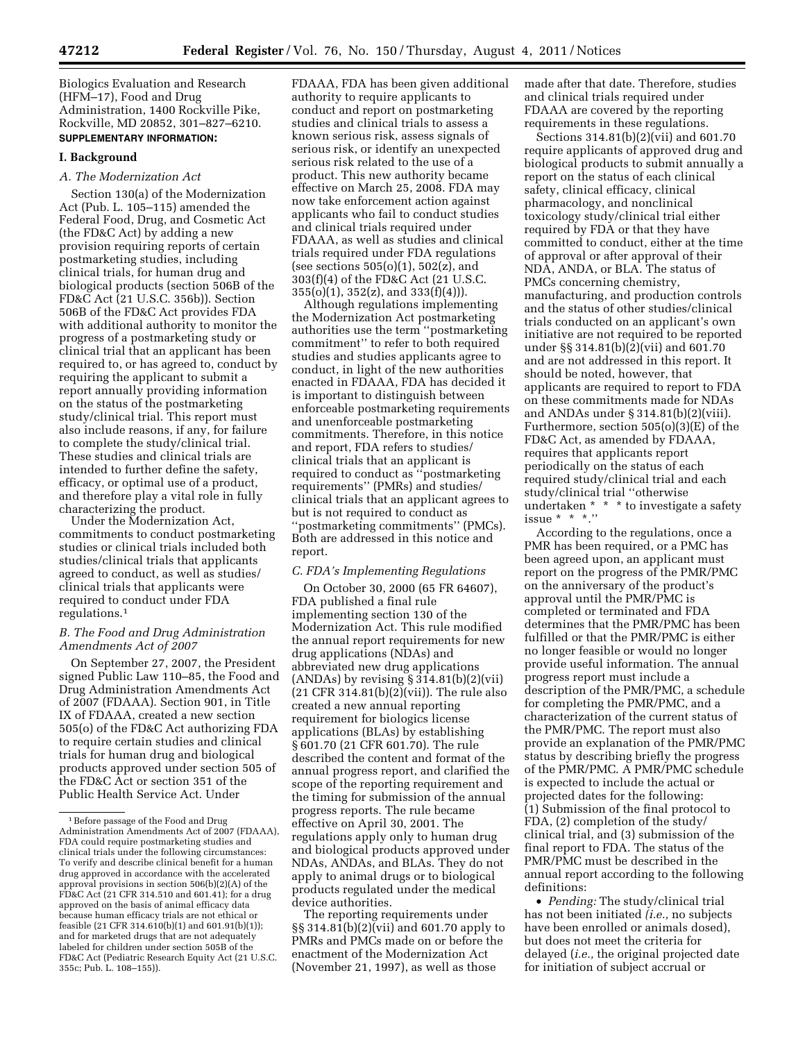Biologics Evaluation and Research (HFM–17), Food and Drug Administration, 1400 Rockville Pike, Rockville, MD 20852, 301–827–6210.

**SUPPLEMENTARY INFORMATION:**

## I. Background

### A. The Modernization Act

Section 130(a) of the Modernization Act (Pub. L. 105–115) amended the Federal Food, Drug, and Cosmetic Act (the FD&C Act) by adding a new provision requiring reports of certain postmarketing studies, including clinical trials, for human drug and biological products (section 506B of the FD&C Act (21 U.S.C. 356b)). Section 506B of the FD&C Act provides FDA with additional authority to monitor the progress of a postmarketing study or clinical trial that an applicant has been required to, or has agreed to, conduct by requiring the applicant to submit a report annually providing information on the status of the postmarketing study/clinical trial. This report must also include reasons, if any, for failure to complete the study/clinical trial. These studies and clinical trials are intended to further define the safety, efficacy, or optimal use of a product, and therefore play a vital role in fully characterizing the product.

Under the Modernization Act, commitments to conduct postmarketing studies or clinical trials included both studies/clinical trials that applicants agreed to conduct, as well as studies/clinical trials that applicants were required to conduct under FDA regulations.[1]

### B. The Food and Drug Administration Amendments Act of 2007

On September 27, 2007, the President signed Public Law 110–85, the Food and Drug Administration Amendments Act of 2007 (FDAAA). Section 901, in Title IX of FDAAA, created a new section 505(o) of the FD&C Act authorizing FDA to require certain studies and clinical trials for human drug and biological products approved under section 505 of the FD&C Act or section 351 of the Public Health Service Act. Under FDAAA, FDA has been given additional authority to require applicants to conduct and report on postmarketing studies and clinical trials to assess a known serious risk, assess signals of serious risk, or identify an unexpected serious risk related to the use of a product. This new authority became effective on March 25, 2008. FDA may now take enforcement action against applicants who fail to conduct studies and clinical trials required under FDAAA, as well as studies and clinical trials required under FDA regulations (see sections 505(o)(1), 502(z), and 303(f)(4) of the FD&C Act (21 U.S.C. 355(o)(1), 352(z), and 333(f)(4))).

Although regulations implementing the Modernization Act postmarketing authorities use the term ''postmarketing commitment'' to refer to both required studies and studies applicants agree to conduct, in light of the new authorities enacted in FDAAA, FDA has decided it is important to distinguish between enforceable postmarketing requirements and unenforceable postmarketing commitments. Therefore, in this notice and report, FDA refers to studies/clinical trials that an applicant is required to conduct as ''postmarketing requirements'' (PMRs) and studies/clinical trials that an applicant agrees to but is not required to conduct as ''postmarketing commitments'' (PMCs). Both are addressed in this notice and report.

### C. FDA's Implementing Regulations

On October 30, 2000 (65 FR 64607), FDA published a final rule implementing section 130 of the Modernization Act. This rule modified the annual report requirements for new drug applications (NDAs) and abbreviated new drug applications (ANDAs) by revising § 314.81(b)(2)(vii) (21 CFR 314.81(b)(2)(vii)). The rule also created a new annual reporting requirement for biologics license applications (BLAs) by establishing § 601.70 (21 CFR 601.70). The rule described the content and format of the annual progress report, and clarified the scope of the reporting requirement and the timing for submission of the annual progress reports. The rule became effective on April 30, 2001. The regulations apply only to human drug and biological products approved under NDAs, ANDAs, and BLAs. They do not apply to animal drugs or to biological products regulated under the medical device authorities.

The reporting requirements under §§ 314.81(b)(2)(vii) and 601.70 apply to PMRs and PMCs made on or before the enactment of the Modernization Act (November 21, 1997), as well as those made after that date. Therefore, studies and clinical trials required under FDAAA are covered by the reporting requirements in these regulations.

Sections 314.81(b)(2)(vii) and 601.70 require applicants of approved drug and biological products to submit annually a report on the status of each clinical safety, clinical efficacy, clinical pharmacology, and nonclinical toxicology study/clinical trial either required by FDA or that they have committed to conduct, either at the time of approval or after approval of their NDA, ANDA, or BLA. The status of PMCs concerning chemistry, manufacturing, and production controls and the status of other studies/clinical trials conducted on an applicant's own initiative are not required to be reported under §§ 314.81(b)(2)(vii) and 601.70 and are not addressed in this report. It should be noted, however, that applicants are required to report to FDA on these commitments made for NDAs and ANDAs under § 314.81(b)(2)(viii). Furthermore, section 505(o)(3)(E) of the FD&C Act, as amended by FDAAA, requires that applicants report periodically on the status of each required study/clinical trial and each study/clinical trial ''otherwise undertaken * * * to investigate a safety issue * * *.''

According to the regulations, once a PMR has been required, or a PMC has been agreed upon, an applicant must report on the progress of the PMR/PMC on the anniversary of the product's approval until the PMR/PMC is completed or terminated and FDA determines that the PMR/PMC has been fulfilled or that the PMR/PMC is either no longer feasible or would no longer provide useful information. The annual progress report must include a description of the PMR/PMC, a schedule for completing the PMR/PMC, and a characterization of the current status of the PMR/PMC. The report must also provide an explanation of the PMR/PMC status by describing briefly the progress of the PMR/PMC. A PMR/PMC schedule is expected to include the actual or projected dates for the following: (1) Submission of the final protocol to FDA, (2) completion of the study/clinical trial, and (3) submission of the final report to FDA. The status of the PMR/PMC must be described in the annual report according to the following definitions:

- *Pending:* The study/clinical trial has not been initiated *(i.e.,* no subjects have been enrolled or animals dosed), but does not meet the criteria for delayed (*i.e.,* the original projected date for initiation of subject accrual or

[1] Before passage of the Food and Drug Administration Amendments Act of 2007 (FDAAA), FDA could require postmarketing studies and clinical trials under the following circumstances: To verify and describe clinical benefit for a human drug approved in accordance with the accelerated approval provisions in section 506(b)(2)(A) of the FD&C Act (21 CFR 314.510 and 601.41); for a drug approved on the basis of animal efficacy data because human efficacy trials are not ethical or feasible (21 CFR 314.610(b)(1) and 601.91(b)(1)); and for marketed drugs that are not adequately labeled for children under section 505B of the FD&C Act (Pediatric Research Equity Act (21 U.S.C. 355c; Pub. L. 108–155)).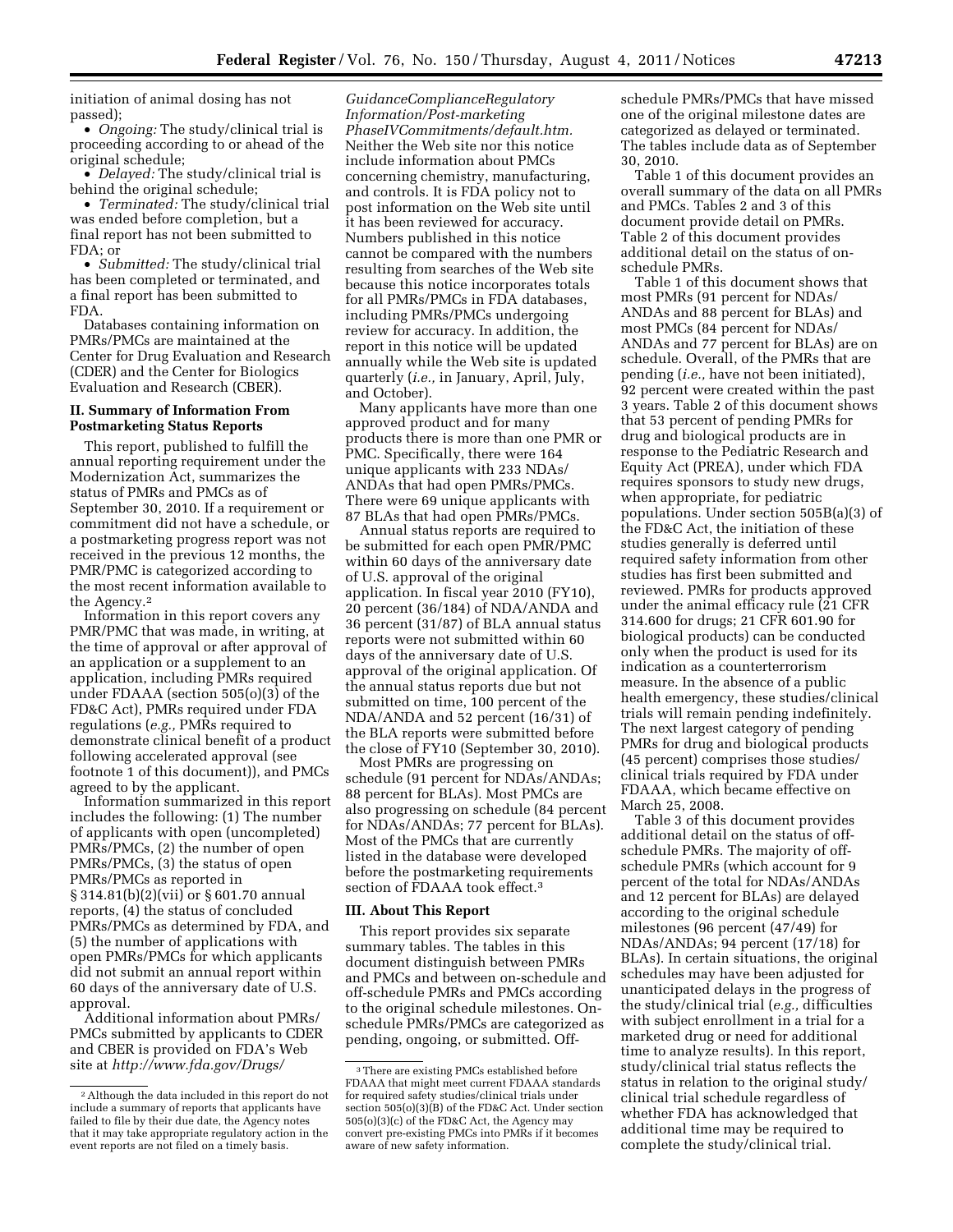initiation of animal dosing has not passed);

- *Ongoing:* The study/clinical trial is proceeding according to or ahead of the original schedule;
- *Delayed:* The study/clinical trial is behind the original schedule;
- *Terminated:* The study/clinical trial was ended before completion, but a final report has not been submitted to FDA; or
- *Submitted:* The study/clinical trial has been completed or terminated, and a final report has been submitted to FDA.

Databases containing information on PMRs/PMCs are maintained at the Center for Drug Evaluation and Research (CDER) and the Center for Biologics Evaluation and Research (CBER).

## II. Summary of Information From Postmarketing Status Reports

This report, published to fulfill the annual reporting requirement under the Modernization Act, summarizes the status of PMRs and PMCs as of September 30, 2010. If a requirement or commitment did not have a schedule, or a postmarketing progress report was not received in the previous 12 months, the PMR/PMC is categorized according to the most recent information available to the Agency.[2]

Information in this report covers any PMR/PMC that was made, in writing, at the time of approval or after approval of an application or a supplement to an application, including PMRs required under FDAAA (section 505(o)(3) of the FD&C Act), PMRs required under FDA regulations (*e.g.,* PMRs required to demonstrate clinical benefit of a product following accelerated approval (see footnote 1 of this document)), and PMCs agreed to by the applicant.

Information summarized in this report includes the following: (1) The number of applicants with open (uncompleted) PMRs/PMCs, (2) the number of open PMRs/PMCs, (3) the status of open PMRs/PMCs as reported in § 314.81(b)(2)(vii) or § 601.70 annual reports, (4) the status of concluded PMRs/PMCs as determined by FDA, and (5) the number of applications with open PMRs/PMCs for which applicants did not submit an annual report within 60 days of the anniversary date of U.S. approval.

Additional information about PMRs/PMCs submitted by applicants to CDER and CBER is provided on FDA's Web site at *http://www.fda.gov/Drugs/GuidanceComplianceRegulatoryInformation/Post-marketingPhaseIVCommitments/default.htm.* Neither the Web site nor this notice include information about PMCs concerning chemistry, manufacturing, and controls. It is FDA policy not to post information on the Web site until it has been reviewed for accuracy. Numbers published in this notice cannot be compared with the numbers resulting from searches of the Web site because this notice incorporates totals for all PMRs/PMCs in FDA databases, including PMRs/PMCs undergoing review for accuracy. In addition, the report in this notice will be updated annually while the Web site is updated quarterly (*i.e.,* in January, April, July, and October).

Many applicants have more than one approved product and for many products there is more than one PMR or PMC. Specifically, there were 164 unique applicants with 233 NDAs/ANDAs that had open PMRs/PMCs. There were 69 unique applicants with 87 BLAs that had open PMRs/PMCs.

Annual status reports are required to be submitted for each open PMR/PMC within 60 days of the anniversary date of U.S. approval of the original application. In fiscal year 2010 (FY10), 20 percent (36/184) of NDA/ANDA and 36 percent (31/87) of BLA annual status reports were not submitted within 60 days of the anniversary date of U.S. approval of the original application. Of the annual status reports due but not submitted on time, 100 percent of the NDA/ANDA and 52 percent (16/31) of the BLA reports were submitted before the close of FY10 (September 30, 2010).

Most PMRs are progressing on schedule (91 percent for NDAs/ANDAs; 88 percent for BLAs). Most PMCs are also progressing on schedule (84 percent for NDAs/ANDAs; 77 percent for BLAs). Most of the PMCs that are currently listed in the database were developed before the postmarketing requirements section of FDAAA took effect.[3]

## III. About This Report

This report provides six separate summary tables. The tables in this document distinguish between PMRs and PMCs and between on-schedule and off-schedule PMRs and PMCs according to the original schedule milestones. On-schedule PMRs/PMCs are categorized as pending, ongoing, or submitted. Off-schedule PMRs/PMCs that have missed one of the original milestone dates are categorized as delayed or terminated. The tables include data as of September 30, 2010.

Table 1 of this document provides an overall summary of the data on all PMRs and PMCs. Tables 2 and 3 of this document provide detail on PMRs. Table 2 of this document provides additional detail on the status of on-schedule PMRs.

Table 1 of this document shows that most PMRs (91 percent for NDAs/ANDAs and 88 percent for BLAs) and most PMCs (84 percent for NDAs/ANDAs and 77 percent for BLAs) are on schedule. Overall, of the PMRs that are pending (*i.e.,* have not been initiated), 92 percent were created within the past 3 years. Table 2 of this document shows that 53 percent of pending PMRs for drug and biological products are in response to the Pediatric Research and Equity Act (PREA), under which FDA requires sponsors to study new drugs, when appropriate, for pediatric populations. Under section 505B(a)(3) of the FD&C Act, the initiation of these studies generally is deferred until required safety information from other studies has first been submitted and reviewed. PMRs for products approved under the animal efficacy rule (21 CFR 314.600 for drugs; 21 CFR 601.90 for biological products) can be conducted only when the product is used for its indication as a counterterrorism measure. In the absence of a public health emergency, these studies/clinical trials will remain pending indefinitely. The next largest category of pending PMRs for drug and biological products (45 percent) comprises those studies/clinical trials required by FDA under FDAAA, which became effective on March 25, 2008.

Table 3 of this document provides additional detail on the status of off-schedule PMRs. The majority of off-schedule PMRs (which account for 9 percent of the total for NDAs/ANDAs and 12 percent for BLAs) are delayed according to the original schedule milestones (96 percent (47/49) for NDAs/ANDAs; 94 percent (17/18) for BLAs). In certain situations, the original schedules may have been adjusted for unanticipated delays in the progress of the study/clinical trial (*e.g.,* difficulties with subject enrollment in a trial for a marketed drug or need for additional time to analyze results). In this report, study/clinical trial status reflects the status in relation to the original study/clinical trial schedule regardless of whether FDA has acknowledged that additional time may be required to complete the study/clinical trial.

---

[2] Although the data included in this report do not include a summary of reports that applicants have failed to file by their due date, the Agency notes that it may take appropriate regulatory action in the event reports are not filed on a timely basis.

[3] There are existing PMCs established before FDAAA that might meet current FDAAA standards for required safety studies/clinical trials under section 505(o)(3)(B) of the FD&C Act. Under section 505(o)(3)(c) of the FD&C Act, the Agency may convert pre-existing PMCs into PMRs if it becomes aware of new safety information.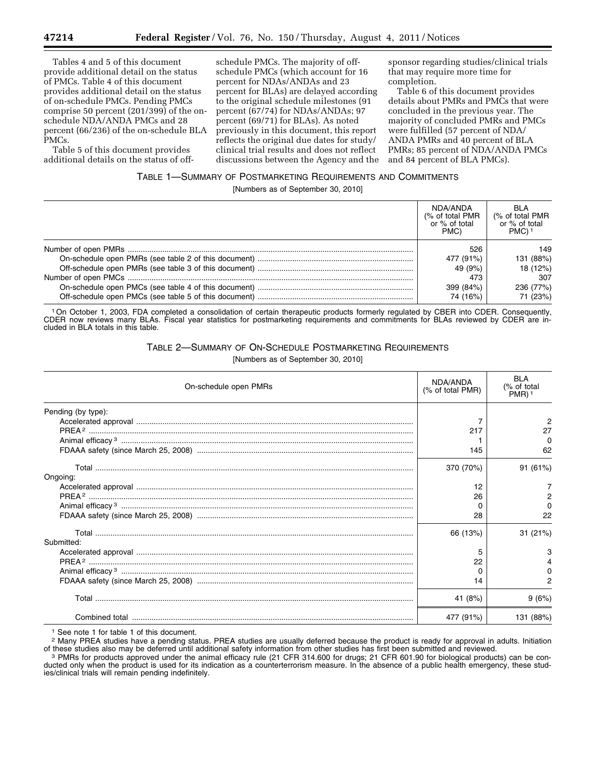Tables 4 and 5 of this document provide additional detail on the status of PMCs. Table 4 of this document provides additional detail on the status of on-schedule PMCs. Pending PMCs comprise 50 percent (201/399) of the on-schedule NDA/ANDA PMCs and 28 percent (66/236) of the on-schedule BLA PMCs.

Table 5 of this document provides additional details on the status of off-schedule PMCs. The majority of off-schedule PMCs (which account for 16 percent for NDAs/ANDAs and 23 percent for BLAs) are delayed according to the original schedule milestones (91 percent (67/74) for NDAs/ANDAs; 97 percent (69/71) for BLAs). As noted previously in this document, this report reflects the original due dates for study/clinical trial results and does not reflect discussions between the Agency and the sponsor regarding studies/clinical trials that may require more time for completion.

Table 6 of this document provides details about PMRs and PMCs that were concluded in the previous year. The majority of concluded PMRs and PMCs were fulfilled (57 percent of NDA/ANDA PMRs and 40 percent of BLA PMRs; 85 percent of NDA/ANDA PMCs and 84 percent of BLA PMCs).

TABLE 1—SUMMARY OF POSTMARKETING REQUIREMENTS AND COMMITMENTS

[Numbers as of September 30, 2010]

| | NDA/ANDA (% of total PMR or % of total PMC) | BLA (% of total PMR or % of total PMC) [1] |
|---|---|---|
| Number of open PMRs | 526 | 149 |
| On-schedule open PMRs (see table 2 of this document) | 477 (91%) | 131 (88%) |
| Off-schedule open PMRs (see table 3 of this document) | 49 (9%) | 18 (12%) |
| Number of open PMCs | 473 | 307 |
| On-schedule open PMCs (see table 4 of this document) | 399 (84%) | 236 (77%) |
| Off-schedule open PMCs (see table 5 of this document) | 74 (16%) | 71 (23%) |

[1] On October 1, 2003, FDA completed a consolidation of certain therapeutic products formerly regulated by CBER into CDER. Consequently, CDER now reviews many BLAs. Fiscal year statistics for postmarketing requirements and commitments for BLAs reviewed by CDER are included in BLA totals in this table.

TABLE 2—SUMMARY OF ON-SCHEDULE POSTMARKETING REQUIREMENTS

[Numbers as of September 30, 2010]

| On-schedule open PMRs | NDA/ANDA (% of total PMR) | BLA (% of total PMR) [1] |
|---|---|---|
| Pending (by type): | | |
| Accelerated approval | 7 | 2 |
| PREA [2] | 217 | 27 |
| Animal efficacy [3] | 1 | 0 |
| FDAAA safety (since March 25, 2008) | 145 | 62 |
| Total | 370 (70%) | 91 (61%) |
| Ongoing: | | |
| Accelerated approval | 12 | 7 |
| PREA [2] | 26 | 2 |
| Animal efficacy [3] | 0 | 0 |
| FDAAA safety (since March 25, 2008) | 28 | 22 |
| Total | 66 (13%) | 31 (21%) |
| Submitted: | | |
| Accelerated approval | 5 | 3 |
| PREA [2] | 22 | 4 |
| Animal efficacy [3] | 0 | 0 |
| FDAAA safety (since March 25, 2008) | 14 | 2 |
| Total | 41 (8%) | 9 (6%) |
| Combined total | 477 (91%) | 131 (88%) |

[1] See note 1 for table 1 of this document.

[2] Many PREA studies have a pending status. PREA studies are usually deferred because the product is ready for approval in adults. Initiation of these studies also may be deferred until additional safety information from other studies has first been submitted and reviewed.

[3] PMRs for products approved under the animal efficacy rule (21 CFR 314.600 for drugs; 21 CFR 601.90 for biological products) can be conducted only when the product is used for its indication as a counterterrorism measure. In the absence of a public health emergency, these studies/clinical trials will remain pending indefinitely.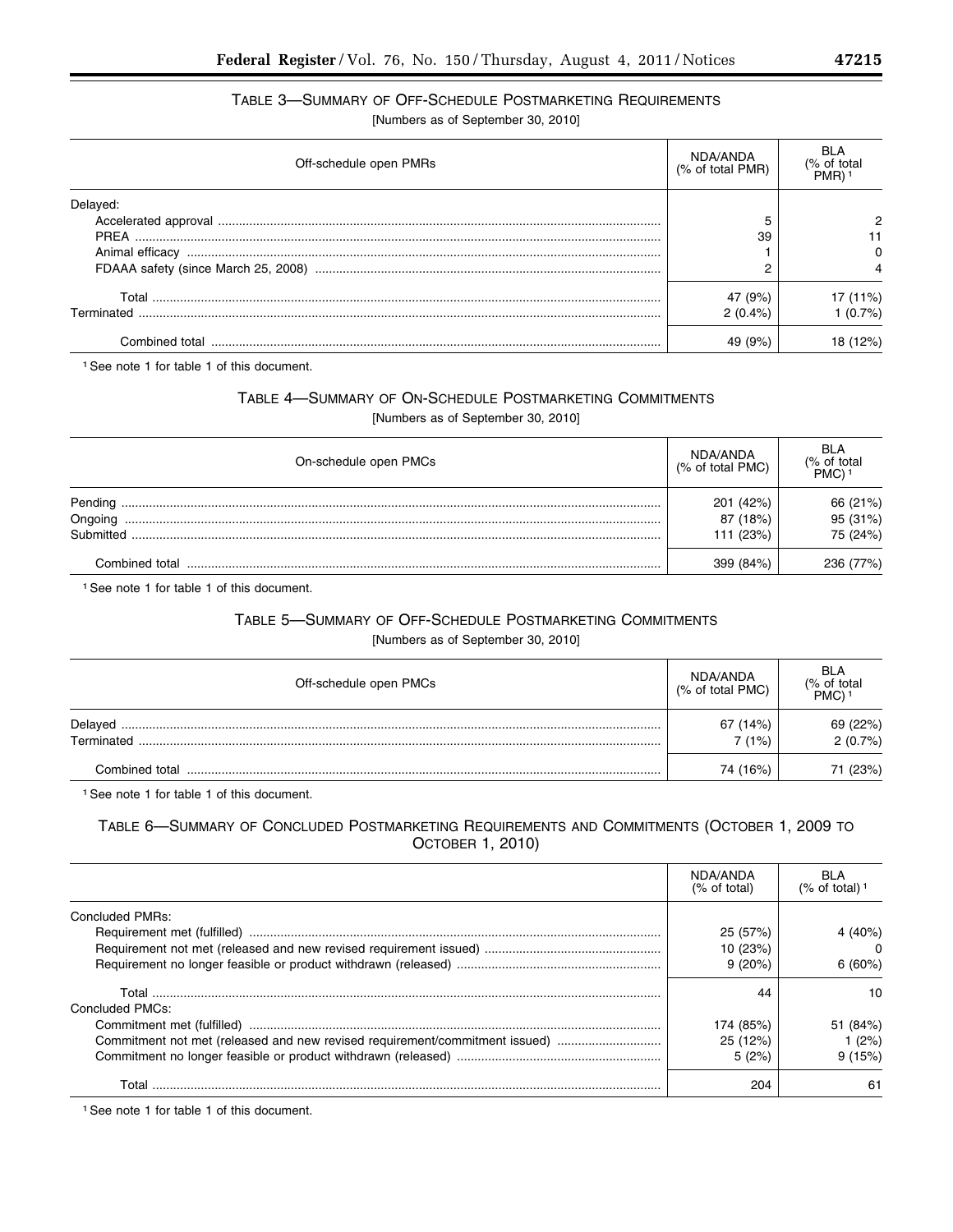TABLE 3—SUMMARY OF OFF-SCHEDULE POSTMARKETING REQUIREMENTS

[Numbers as of September 30, 2010]

| Off-schedule open PMRs | NDA/ANDA (% of total PMR) | BLA (% of total PMR) [1] |
|---|---|---|
| Delayed: | | |
| Accelerated approval | 5 | 2 |
| PREA | 39 | 11 |
| Animal efficacy | 1 | 0 |
| FDAAA safety (since March 25, 2008) | 2 | 4 |
| Total | 47 (9%) | 17 (11%) |
| Terminated | 2 (0.4%) | 1 (0.7%) |
| Combined total | 49 (9%) | 18 (12%) |

[1] See note 1 for table 1 of this document.

TABLE 4—SUMMARY OF ON-SCHEDULE POSTMARKETING COMMITMENTS

[Numbers as of September 30, 2010]

| On-schedule open PMCs | NDA/ANDA (% of total PMC) | BLA (% of total PMC) [1] |
|---|---|---|
| Pending | 201 (42%) | 66 (21%) |
| Ongoing | 87 (18%) | 95 (31%) |
| Submitted | 111 (23%) | 75 (24%) |
| Combined total | 399 (84%) | 236 (77%) |

[1] See note 1 for table 1 of this document.

TABLE 5—SUMMARY OF OFF-SCHEDULE POSTMARKETING COMMITMENTS

[Numbers as of September 30, 2010]

| Off-schedule open PMCs | NDA/ANDA (% of total PMC) | BLA (% of total PMC) [1] |
|---|---|---|
| Delayed | 67 (14%) | 69 (22%) |
| Terminated | 7 (1%) | 2 (0.7%) |
| Combined total | 74 (16%) | 71 (23%) |

[1] See note 1 for table 1 of this document.

TABLE 6—SUMMARY OF CONCLUDED POSTMARKETING REQUIREMENTS AND COMMITMENTS (OCTOBER 1, 2009 TO OCTOBER 1, 2010)

| | NDA/ANDA (% of total) | BLA (% of total) [1] |
|---|---|---|
| Concluded PMRs: | | |
| Requirement met (fulfilled) | 25 (57%) | 4 (40%) |
| Requirement not met (released and new revised requirement issued) | 10 (23%) | 0 |
| Requirement no longer feasible or product withdrawn (released) | 9 (20%) | 6 (60%) |
| Total | 44 | 10 |
| Concluded PMCs: | | |
| Commitment met (fulfilled) | 174 (85%) | 51 (84%) |
| Commitment not met (released and new revised requirement/commitment issued) | 25 (12%) | 1 (2%) |
| Commitment no longer feasible or product withdrawn (released) | 5 (2%) | 9 (15%) |
| Total | 204 | 61 |

[1] See note 1 for table 1 of this document.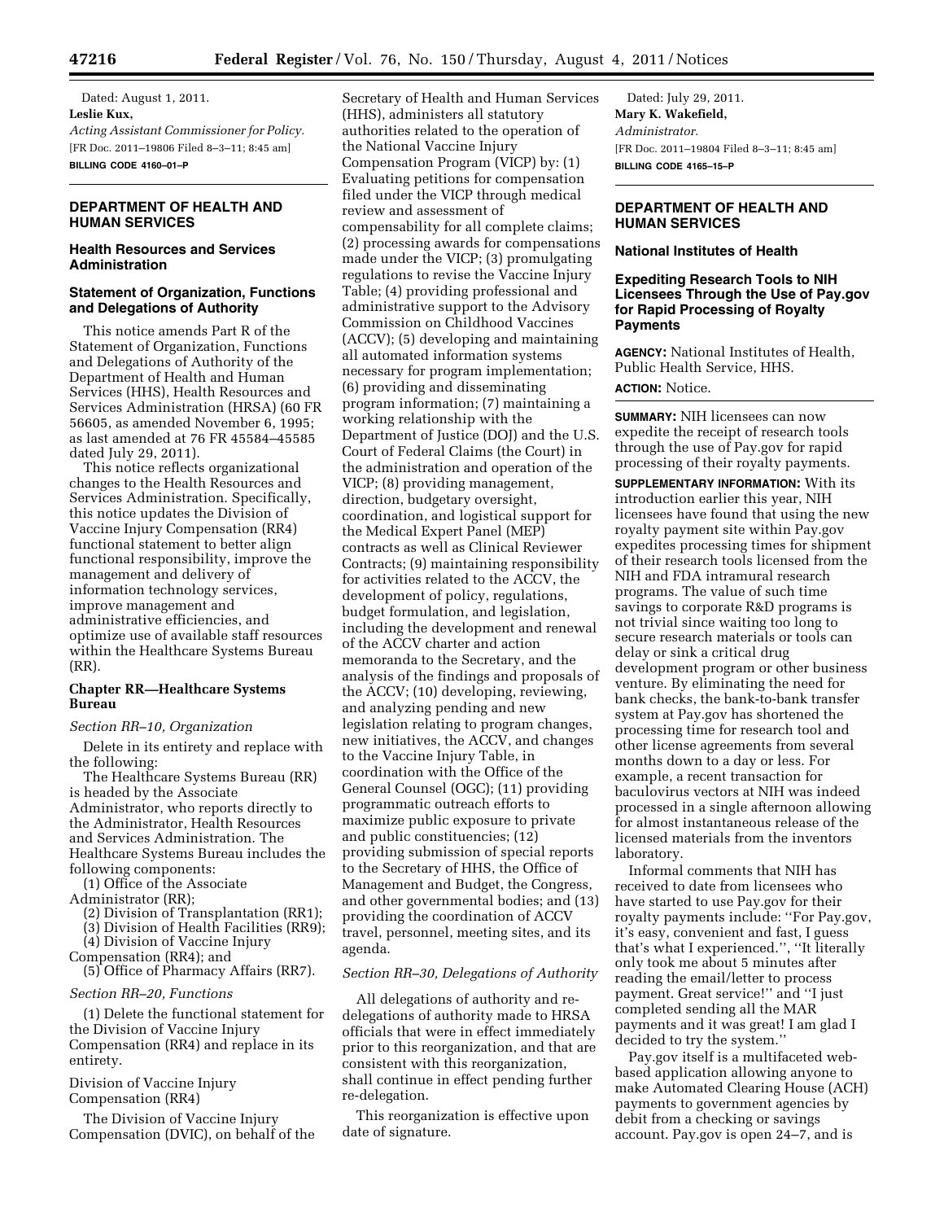Dated: August 1, 2011.

**Leslie Kux,**

*Acting Assistant Commissioner for Policy.*

[FR Doc. 2011–19806 Filed 8–3–11; 8:45 am]

**BILLING CODE 4160–01–P**

## DEPARTMENT OF HEALTH AND HUMAN SERVICES

### Health Resources and Services Administration

### Statement of Organization, Functions and Delegations of Authority

This notice amends Part R of the Statement of Organization, Functions and Delegations of Authority of the Department of Health and Human Services (HHS), Health Resources and Services Administration (HRSA) (60 FR 56605, as amended November 6, 1995; as last amended at 76 FR 45584–45585 dated July 29, 2011).

This notice reflects organizational changes to the Health Resources and Services Administration. Specifically, this notice updates the Division of Vaccine Injury Compensation (RR4) functional statement to better align functional responsibility, improve the management and delivery of information technology services, improve management and administrative efficiencies, and optimize use of available staff resources within the Healthcare Systems Bureau (RR).

#### Chapter RR—Healthcare Systems Bureau

*Section RR–10, Organization*

Delete in its entirety and replace with the following:

The Healthcare Systems Bureau (RR) is headed by the Associate Administrator, who reports directly to the Administrator, Health Resources and Services Administration. The Healthcare Systems Bureau includes the following components:

(1) Office of the Associate Administrator (RR);

(2) Division of Transplantation (RR1);

(3) Division of Health Facilities (RR9);

(4) Division of Vaccine Injury Compensation (RR4); and

(5) Office of Pharmacy Affairs (RR7).

*Section RR–20, Functions*

(1) Delete the functional statement for the Division of Vaccine Injury Compensation (RR4) and replace in its entirety.

Division of Vaccine Injury Compensation (RR4)

The Division of Vaccine Injury Compensation (DVIC), on behalf of the Secretary of Health and Human Services (HHS), administers all statutory authorities related to the operation of the National Vaccine Injury Compensation Program (VICP) by: (1) Evaluating petitions for compensation filed under the VICP through medical review and assessment of compensability for all complete claims; (2) processing awards for compensations made under the VICP; (3) promulgating regulations to revise the Vaccine Injury Table; (4) providing professional and administrative support to the Advisory Commission on Childhood Vaccines (ACCV); (5) developing and maintaining all automated information systems necessary for program implementation; (6) providing and disseminating program information; (7) maintaining a working relationship with the Department of Justice (DOJ) and the U.S. Court of Federal Claims (the Court) in the administration and operation of the VICP; (8) providing management, direction, budgetary oversight, coordination, and logistical support for the Medical Expert Panel (MEP) contracts as well as Clinical Reviewer Contracts; (9) maintaining responsibility for activities related to the ACCV, the development of policy, regulations, budget formulation, and legislation, including the development and renewal of the ACCV charter and action memoranda to the Secretary, and the analysis of the findings and proposals of the ACCV; (10) developing, reviewing, and analyzing pending and new legislation relating to program changes, new initiatives, the ACCV, and changes to the Vaccine Injury Table, in coordination with the Office of the General Counsel (OGC); (11) providing programmatic outreach efforts to maximize public exposure to private and public constituencies; (12) providing submission of special reports to the Secretary of HHS, the Office of Management and Budget, the Congress, and other governmental bodies; and (13) providing the coordination of ACCV travel, personnel, meeting sites, and its agenda.

*Section RR–30, Delegations of Authority*

All delegations of authority and re-delegations of authority made to HRSA officials that were in effect immediately prior to this reorganization, and that are consistent with this reorganization, shall continue in effect pending further re-delegation.

This reorganization is effective upon date of signature.

Dated: July 29, 2011.

**Mary K. Wakefield,**

*Administrator.*

[FR Doc. 2011–19804 Filed 8–3–11; 8:45 am]

**BILLING CODE 4165–15–P**

## DEPARTMENT OF HEALTH AND HUMAN SERVICES

### National Institutes of Health

### Expediting Research Tools to NIH Licensees Through the Use of Pay.gov for Rapid Processing of Royalty Payments

**AGENCY:** National Institutes of Health, Public Health Service, HHS.

**ACTION:** Notice.

**SUMMARY:** NIH licensees can now expedite the receipt of research tools through the use of Pay.gov for rapid processing of their royalty payments.

**SUPPLEMENTARY INFORMATION:** With its introduction earlier this year, NIH licensees have found that using the new royalty payment site within Pay.gov expedites processing times for shipment of their research tools licensed from the NIH and FDA intramural research programs. The value of such time savings to corporate R&D programs is not trivial since waiting too long to secure research materials or tools can delay or sink a critical drug development program or other business venture. By eliminating the need for bank checks, the bank-to-bank transfer system at Pay.gov has shortened the processing time for research tool and other license agreements from several months down to a day or less. For example, a recent transaction for baculovirus vectors at NIH was indeed processed in a single afternoon allowing for almost instantaneous release of the licensed materials from the inventors laboratory.

Informal comments that NIH has received to date from licensees who have started to use Pay.gov for their royalty payments include: ''For Pay.gov, it's easy, convenient and fast, I guess that's what I experienced.'', ''It literally only took me about 5 minutes after reading the email/letter to process payment. Great service!'' and ''I just completed sending all the MAR payments and it was great! I am glad I decided to try the system.''

Pay.gov itself is a multifaceted web-based application allowing anyone to make Automated Clearing House (ACH) payments to government agencies by debit from a checking or savings account. Pay.gov is open 24–7, and is